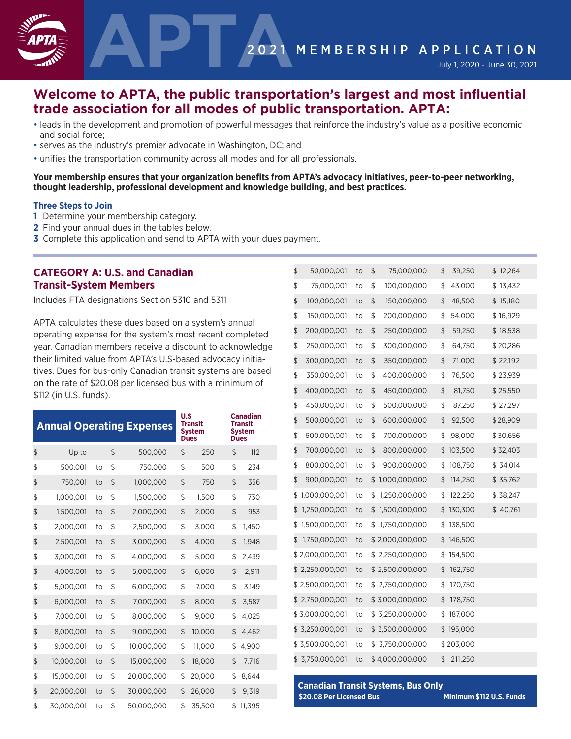# APTA 2021 MEMBERSHIP APPLICATION

July 1, 2020 - June 30, 2021

## Welcome to APTA, the public transportation's largest and most influential trade association for all modes of public transportation. APTA:

- leads in the development and promotion of powerful messages that reinforce the industry's value as a positive economic and social force;
- serves as the industry's premier advocate in Washington, DC; and
- unifies the transportation community across all modes and for all professionals.

**Your membership ensures that your organization benefits from APTA's advocacy initiatives, peer-to-peer networking, thought leadership, professional development and knowledge building, and best practices.**

### Three Steps to Join

1. Determine your membership category.
2. Find your annual dues in the tables below.
3. Complete this application and send to APTA with your dues payment.

## CATEGORY A: U.S. and Canadian Transit-System Members

Includes FTA designations Section 5310 and 5311

APTA calculates these dues based on a system's annual operating expense for the system's most recent completed year. Canadian members receive a discount to acknowledge their limited value from APTA's U.S.-based advocacy initiatives. Dues for bus-only Canadian transit systems are based on the rate of $20.08 per licensed bus with a minimum of $112 (in U.S. funds).

| Annual Operating Expenses | | | U.S Transit System Dues | Canadian Transit System Dues |
|---|---|---|---|---|
| $ Up to | | $ 500,000 | $ 250 | $ 112 |
| $ 500,001 | to | $ 750,000 | $ 500 | $ 234 |
| $ 750,001 | to | $ 1,000,000 | $ 750 | $ 356 |
| $ 1,000,001 | to | $ 1,500,000 | $ 1,500 | $ 730 |
| $ 1,500,001 | to | $ 2,000,000 | $ 2,000 | $ 953 |
| $ 2,000,001 | to | $ 2,500,000 | $ 3,000 | $ 1,450 |
| $ 2,500,001 | to | $ 3,000,000 | $ 4,000 | $ 1,948 |
| $ 3,000,001 | to | $ 4,000,000 | $ 5,000 | $ 2,439 |
| $ 4,000,001 | to | $ 5,000,000 | $ 6,000 | $ 2,911 |
| $ 5,000,001 | to | $ 6,000,000 | $ 7,000 | $ 3,149 |
| $ 6,000,001 | to | $ 7,000,000 | $ 8,000 | $ 3,587 |
| $ 7,000,001 | to | $ 8,000,000 | $ 9,000 | $ 4,025 |
| $ 8,000,001 | to | $ 9,000,000 | $ 10,000 | $ 4,462 |
| $ 9,000,001 | to | $ 10,000,000 | $ 11,000 | $ 4,900 |
| $ 10,000,001 | to | $ 15,000,000 | $ 18,000 | $ 7,716 |
| $ 15,000,001 | to | $ 20,000,000 | $ 20,000 | $ 8,644 |
| $ 20,000,001 | to | $ 30,000,000 | $ 26,000 | $ 9,319 |
| $ 30,000,001 | to | $ 50,000,000 | $ 35,500 | $ 11,395 |
| $ 50,000,001 | to | $ 75,000,000 | $ 39,250 | $ 12,264 |
| $ 75,000,001 | to | $ 100,000,000 | $ 43,000 | $ 13,432 |
| $ 100,000,001 | to | $ 150,000,000 | $ 48,500 | $ 15,180 |
| $ 150,000,001 | to | $ 200,000,000 | $ 54,000 | $ 16,929 |
| $ 200,000,001 | to | $ 250,000,000 | $ 59,250 | $ 18,538 |
| $ 250,000,001 | to | $ 300,000,000 | $ 64,750 | $ 20,286 |
| $ 300,000,001 | to | $ 350,000,000 | $ 71,000 | $ 22,192 |
| $ 350,000,001 | to | $ 400,000,000 | $ 76,500 | $ 23,939 |
| $ 400,000,001 | to | $ 450,000,000 | $ 81,750 | $ 25,550 |
| $ 450,000,001 | to | $ 500,000,000 | $ 87,250 | $ 27,297 |
| $ 500,000,001 | to | $ 600,000,000 | $ 92,500 | $ 28,909 |
| $ 600,000,001 | to | $ 700,000,000 | $ 98,000 | $ 30,656 |
| $ 700,000,001 | to | $ 800,000,000 | $ 103,500 | $ 32,403 |
| $ 800,000,001 | to | $ 900,000,000 | $ 108,750 | $ 34,014 |
| $ 900,000,001 | to | $ 1,000,000,000 | $ 114,250 | $ 35,762 |
| $ 1,000,000,001 | to | $ 1,250,000,000 | $ 122,250 | $ 38,247 |
| $ 1,250,000,001 | to | $ 1,500,000,000 | $ 130,300 | $ 40,761 |
| $ 1,500,000,001 | to | $ 1,750,000,000 | $ 138,500 | |
| $ 1,750,000,001 | to | $ 2,000,000,000 | $ 146,500 | |
| $ 2,000,000,001 | to | $ 2,250,000,000 | $ 154,500 | |
| $ 2,250,000,001 | to | $ 2,500,000,000 | $ 162,750 | |
| $ 2,500,000,001 | to | $ 2,750,000,000 | $ 170,750 | |
| $ 2,750,000,001 | to | $ 3,000,000,000 | $ 178,750 | |
| $ 3,000,000,001 | to | $ 3,250,000,000 | $ 187,000 | |
| $ 3,250,000,001 | to | $ 3,500,000,000 | $ 195,000 | |
| $ 3,500,000,001 | to | $ 3,750,000,000 | $ 203,000 | |
| $ 3,750,000,001 | to | $ 4,000,000,000 | $ 211,250 | |

**Canadian Transit Systems, Bus Only**
**$20.08 Per Licensed Bus** — **Minimum $112 U.S. Funds**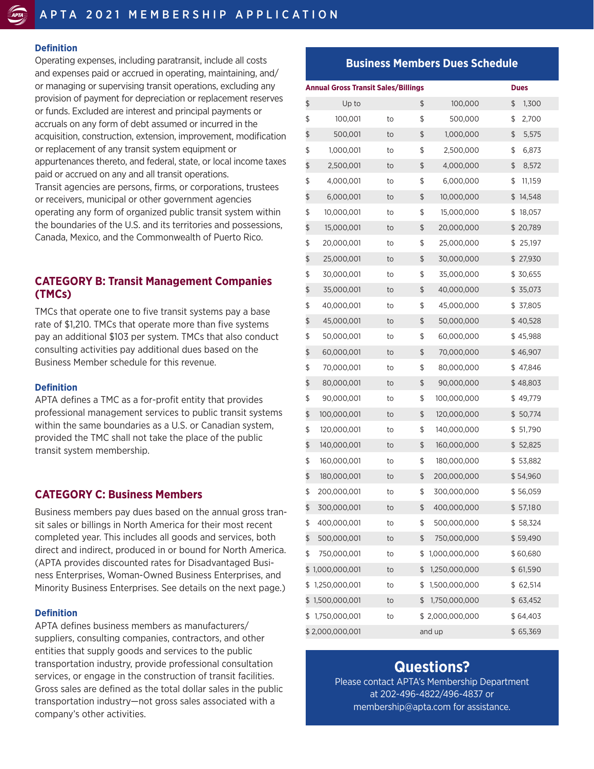### Definition

Operating expenses, including paratransit, include all costs and expenses paid or accrued in operating, maintaining, and/or managing or supervising transit operations, excluding any provision of payment for depreciation or replacement reserves or funds. Excluded are interest and principal payments or accruals on any form of debt assumed or incurred in the acquisition, construction, extension, improvement, modification or replacement of any transit system equipment or appurtenances thereto, and federal, state, or local income taxes paid or accrued on any and all transit operations.

Transit agencies are persons, firms, or corporations, trustees or receivers, municipal or other government agencies operating any form of organized public transit system within the boundaries of the U.S. and its territories and possessions, Canada, Mexico, and the Commonwealth of Puerto Rico.

## CATEGORY B: Transit Management Companies (TMCs)

TMCs that operate one to five transit systems pay a base rate of $1,210. TMCs that operate more than five systems pay an additional $103 per system. TMCs that also conduct consulting activities pay additional dues based on the Business Member schedule for this revenue.

### Definition

APTA defines a TMC as a for-profit entity that provides professional management services to public transit systems within the same boundaries as a U.S. or Canadian system, provided the TMC shall not take the place of the public transit system membership.

## CATEGORY C: Business Members

Business members pay dues based on the annual gross transit sales or billings in North America for their most recent completed year. This includes all goods and services, both direct and indirect, produced in or bound for North America. (APTA provides discounted rates for Disadvantaged Business Enterprises, Woman-Owned Business Enterprises, and Minority Business Enterprises. See details on the next page.)

### Definition

APTA defines business members as manufacturers/suppliers, consulting companies, contractors, and other entities that supply goods and services to the public transportation industry, provide professional consultation services, or engage in the construction of transit facilities. Gross sales are defined as the total dollar sales in the public transportation industry—not gross sales associated with a company's other activities.

## Business Members Dues Schedule

| Annual Gross Transit Sales/Billings | | | Dues |
|---|---|---|---|
| $ Up to | | $ 100,000 | $ 1,300 |
| $ 100,001 | to | $ 500,000 | $ 2,700 |
| $ 500,001 | to | $ 1,000,000 | $ 5,575 |
| $ 1,000,001 | to | $ 2,500,000 | $ 6,873 |
| $ 2,500,001 | to | $ 4,000,000 | $ 8,572 |
| $ 4,000,001 | to | $ 6,000,000 | $ 11,159 |
| $ 6,000,001 | to | $ 10,000,000 | $ 14,548 |
| $ 10,000,001 | to | $ 15,000,000 | $ 18,057 |
| $ 15,000,001 | to | $ 20,000,000 | $ 20,789 |
| $ 20,000,001 | to | $ 25,000,000 | $ 25,197 |
| $ 25,000,001 | to | $ 30,000,000 | $ 27,930 |
| $ 30,000,001 | to | $ 35,000,000 | $ 30,655 |
| $ 35,000,001 | to | $ 40,000,000 | $ 35,073 |
| $ 40,000,001 | to | $ 45,000,000 | $ 37,805 |
| $ 45,000,001 | to | $ 50,000,000 | $ 40,528 |
| $ 50,000,001 | to | $ 60,000,000 | $ 45,988 |
| $ 60,000,001 | to | $ 70,000,000 | $ 46,907 |
| $ 70,000,001 | to | $ 80,000,000 | $ 47,846 |
| $ 80,000,001 | to | $ 90,000,000 | $ 48,803 |
| $ 90,000,001 | to | $ 100,000,000 | $ 49,779 |
| $ 100,000,001 | to | $ 120,000,000 | $ 50,774 |
| $ 120,000,001 | to | $ 140,000,000 | $ 51,790 |
| $ 140,000,001 | to | $ 160,000,000 | $ 52,825 |
| $ 160,000,001 | to | $ 180,000,000 | $ 53,882 |
| $ 180,000,001 | to | $ 200,000,000 | $ 54,960 |
| $ 200,000,001 | to | $ 300,000,000 | $ 56,059 |
| $ 300,000,001 | to | $ 400,000,000 | $ 57,180 |
| $ 400,000,001 | to | $ 500,000,000 | $ 58,324 |
| $ 500,000,001 | to | $ 750,000,000 | $ 59,490 |
| $ 750,000,001 | to | $ 1,000,000,000 | $ 60,680 |
| $ 1,000,000,001 | to | $ 1,250,000,000 | $ 61,590 |
| $ 1,250,000,001 | to | $ 1,500,000,000 | $ 62,514 |
| $ 1,500,000,001 | to | $ 1,750,000,000 | $ 63,452 |
| $ 1,750,000,001 | to | $ 2,000,000,000 | $ 64,403 |
| $ 2,000,000,001 | | and up | $ 65,369 |

## Questions?

Please contact APTA's Membership Department at 202-496-4822/496-4837 or membership@apta.com for assistance.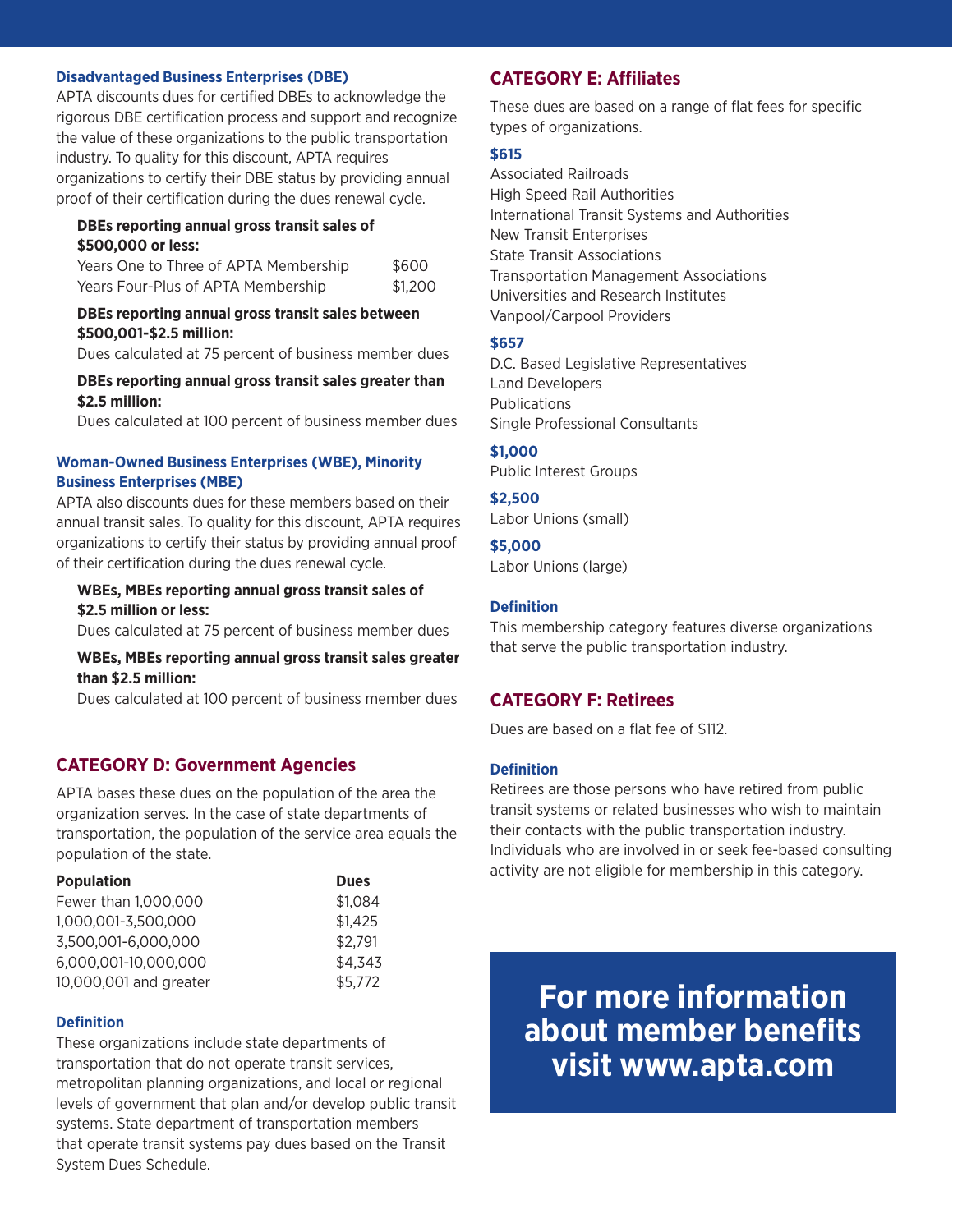### Disadvantaged Business Enterprises (DBE)

APTA discounts dues for certified DBEs to acknowledge the rigorous DBE certification process and support and recognize the value of these organizations to the public transportation industry. To quality for this discount, APTA requires organizations to certify their DBE status by providing annual proof of their certification during the dues renewal cycle.

**DBEs reporting annual gross transit sales of $500,000 or less:**

| | |
|---|---|
| Years One to Three of APTA Membership | $600 |
| Years Four-Plus of APTA Membership | $1,200 |

**DBEs reporting annual gross transit sales between $500,001-$2.5 million:**

Dues calculated at 75 percent of business member dues

**DBEs reporting annual gross transit sales greater than $2.5 million:**

Dues calculated at 100 percent of business member dues

### Woman-Owned Business Enterprises (WBE), Minority Business Enterprises (MBE)

APTA also discounts dues for these members based on their annual transit sales. To quality for this discount, APTA requires organizations to certify their status by providing annual proof of their certification during the dues renewal cycle.

**WBEs, MBEs reporting annual gross transit sales of $2.5 million or less:**

Dues calculated at 75 percent of business member dues

**WBEs, MBEs reporting annual gross transit sales greater than $2.5 million:**

Dues calculated at 100 percent of business member dues

## CATEGORY D: Government Agencies

APTA bases these dues on the population of the area the organization serves. In the case of state departments of transportation, the population of the service area equals the population of the state.

| Population | Dues |
|---|---|
| Fewer than 1,000,000 | $1,084 |
| 1,000,001-3,500,000 | $1,425 |
| 3,500,001-6,000,000 | $2,791 |
| 6,000,001-10,000,000 | $4,343 |
| 10,000,001 and greater | $5,772 |

### Definition

These organizations include state departments of transportation that do not operate transit services, metropolitan planning organizations, and local or regional levels of government that plan and/or develop public transit systems. State department of transportation members that operate transit systems pay dues based on the Transit System Dues Schedule.

## CATEGORY E: Affiliates

These dues are based on a range of flat fees for specific types of organizations.

**$615**

Associated Railroads
High Speed Rail Authorities
International Transit Systems and Authorities
New Transit Enterprises
State Transit Associations
Transportation Management Associations
Universities and Research Institutes
Vanpool/Carpool Providers

**$657**

D.C. Based Legislative Representatives
Land Developers
Publications
Single Professional Consultants

**$1,000**

Public Interest Groups

**$2,500**

Labor Unions (small)

**$5,000**

Labor Unions (large)

### Definition

This membership category features diverse organizations that serve the public transportation industry.

## CATEGORY F: Retirees

Dues are based on a flat fee of $112.

### Definition

Retirees are those persons who have retired from public transit systems or related businesses who wish to maintain their contacts with the public transportation industry. Individuals who are involved in or seek fee-based consulting activity are not eligible for membership in this category.

**For more information about member benefits visit www.apta.com**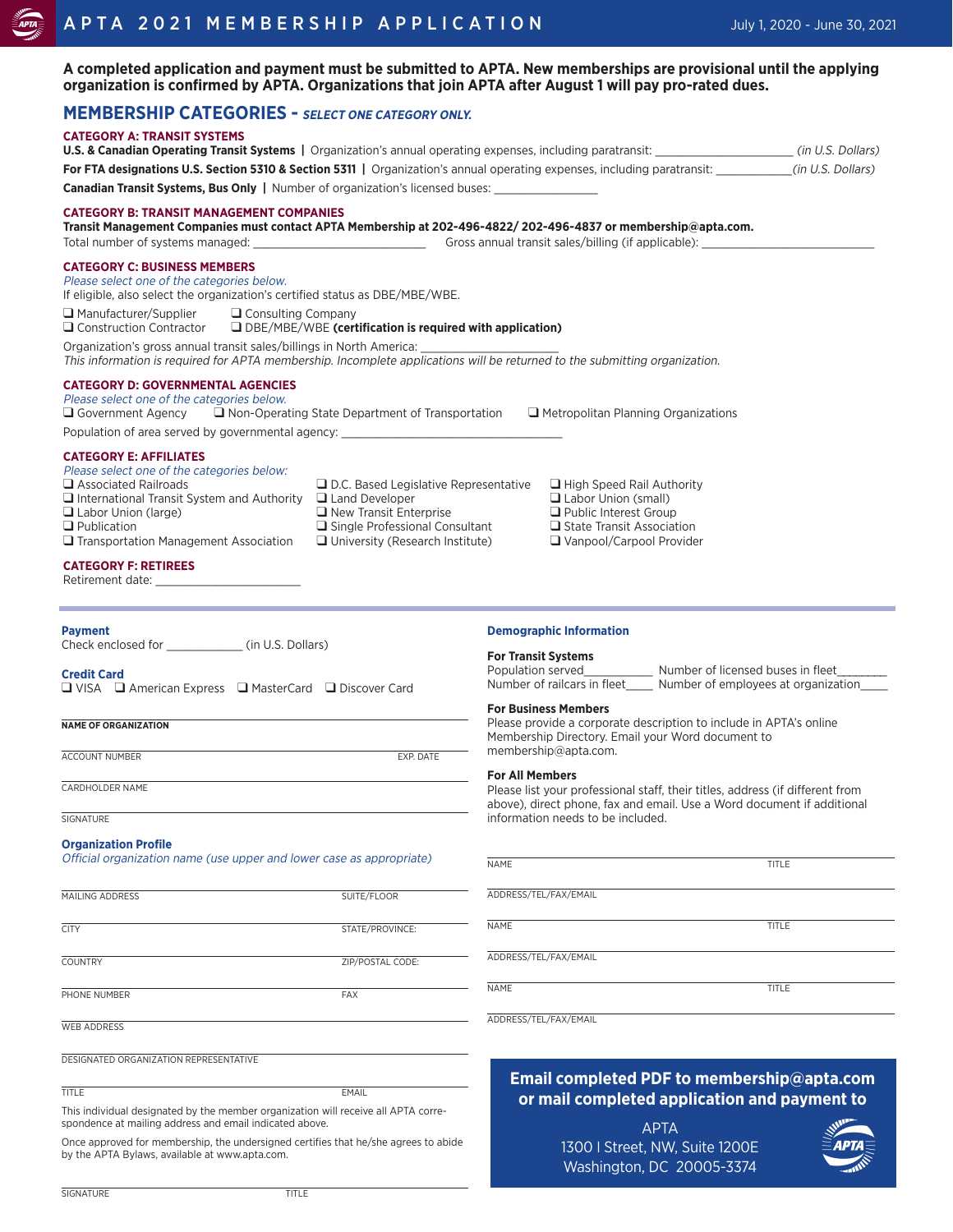# APTA 2021 MEMBERSHIP APPLICATION

July 1, 2020 - June 30, 2021

**A completed application and payment must be submitted to APTA. New memberships are provisional until the applying organization is confirmed by APTA. Organizations that join APTA after August 1 will pay pro-rated dues.**

## MEMBERSHIP CATEGORIES - *SELECT ONE CATEGORY ONLY.*

### CATEGORY A: TRANSIT SYSTEMS

**U.S. & Canadian Operating Transit Systems** | Organization's annual operating expenses, including paratransit: ____________________ *(in U.S. Dollars)*

**For FTA designations U.S. Section 5310 & Section 5311** | Organization's annual operating expenses, including paratransit: ____________ *(in U.S. Dollars)*

**Canadian Transit Systems, Bus Only** | Number of organization's licensed buses: ________________

### CATEGORY B: TRANSIT MANAGEMENT COMPANIES

**Transit Management Companies must contact APTA Membership at 202-496-4822/ 202-496-4837 or membership@apta.com.**

Total number of systems managed: __________________________ Gross annual transit sales/billing (if applicable): __________________________

### CATEGORY C: BUSINESS MEMBERS

*Please select one of the categories below.*

If eligible, also select the organization's certified status as DBE/MBE/WBE.

- ❑ Manufacturer/Supplier
- ❑ Construction Contractor
- ❑ Consulting Company
- ❑ DBE/MBE/WBE **(certification is required with application)**

Organization's gross annual transit sales/billings in North America: ____________________

*This information is required for APTA membership. Incomplete applications will be returned to the submitting organization.*

### CATEGORY D: GOVERNMENTAL AGENCIES

*Please select one of the categories below.*

- ❑ Government Agency
- ❑ Non-Operating State Department of Transportation
- ❑ Metropolitan Planning Organizations

Population of area served by governmental agency: _________________________________

### CATEGORY E: AFFILIATES

*Please select one of the categories below:*

- ❑ Associated Railroads
- ❑ International Transit System and Authority
- ❑ Labor Union (large)
- ❑ Publication
- ❑ Transportation Management Association
- ❑ D.C. Based Legislative Representative
- ❑ Land Developer
- ❑ New Transit Enterprise
- ❑ Single Professional Consultant
- ❑ University (Research Institute)
- ❑ High Speed Rail Authority
- ❑ Labor Union (small)
- ❑ Public Interest Group
- ❑ State Transit Association
- ❑ Vanpool/Carpool Provider

### CATEGORY F: RETIREES

Retirement date: ______________________

---

### Payment

Check enclosed for ____________ (in U.S. Dollars)

### Credit Card

❑ VISA ❑ American Express ❑ MasterCard ❑ Discover Card

NAME OF ORGANIZATION

ACCOUNT NUMBER EXP. DATE

CARDHOLDER NAME

SIGNATURE

### Organization Profile

*Official organization name (use upper and lower case as appropriate)*

MAILING ADDRESS SUITE/FLOOR

CITY STATE/PROVINCE:

COUNTRY ZIP/POSTAL CODE:

PHONE NUMBER FAX

WEB ADDRESS

DESIGNATED ORGANIZATION REPRESENTATIVE

TITLE EMAIL

This individual designated by the member organization will receive all APTA correspondence at mailing address and email indicated above.

Once approved for membership, the undersigned certifies that he/she agrees to abide by the APTA Bylaws, available at www.apta.com.

SIGNATURE TITLE

### Demographic Information

**For Transit Systems**

Population served__________ Number of licensed buses in fleet________

Number of railcars in fleet_____ Number of employees at organization_____

**For Business Members**

Please provide a corporate description to include in APTA's online Membership Directory. Email your Word document to membership@apta.com.

**For All Members**

Please list your professional staff, their titles, address (if different from above), direct phone, fax and email. Use a Word document if additional information needs to be included.

NAME TITLE

ADDRESS/TEL/FAX/EMAIL

NAME TITLE

ADDRESS/TEL/FAX/EMAIL

NAME TITLE

ADDRESS/TEL/FAX/EMAIL

**Email completed PDF to membership@apta.com or mail completed application and payment to**

APTA
1300 I Street, NW, Suite 1200E
Washington, DC 20005-3374